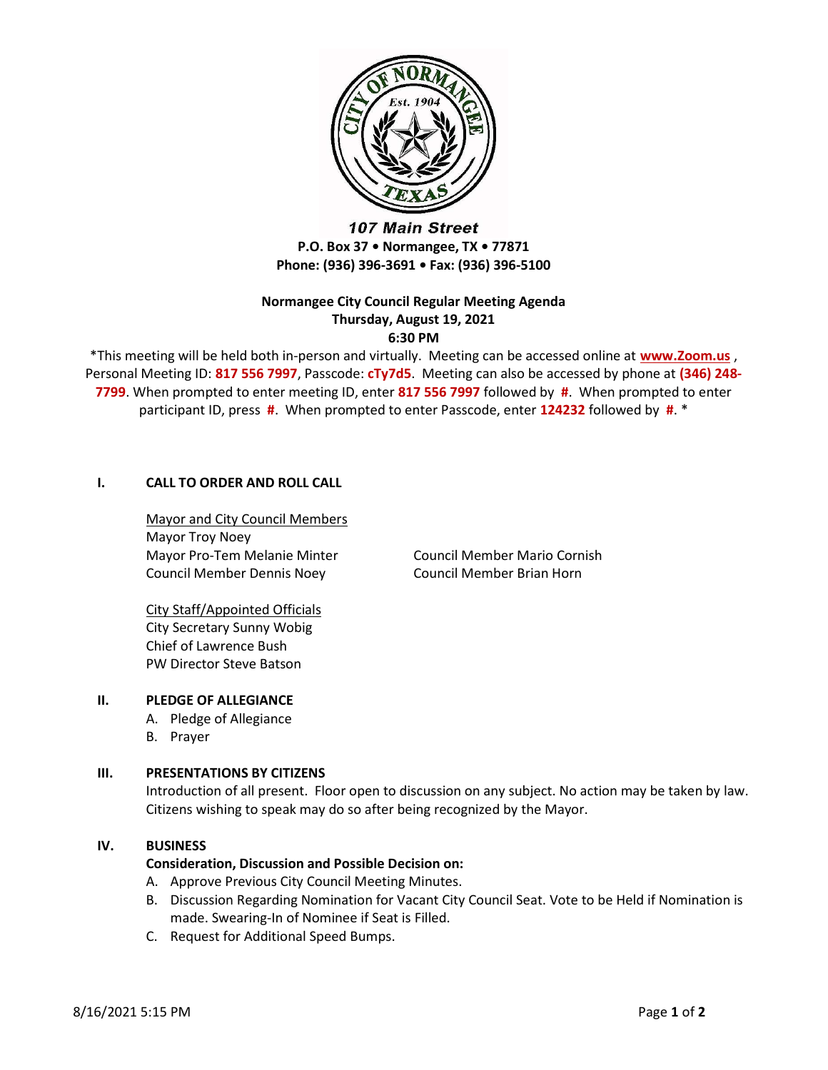107 Main Street
**P.O. Box 37 • Normangee, TX • 77871**
**Phone: (936) 396-3691 • Fax: (936) 396-5100**

**Normangee City Council Regular Meeting Agenda**
**Thursday, August 19, 2021**
**6:30 PM**

*This meeting will be held both in-person and virtually. Meeting can be accessed online at **www.Zoom.us** , Personal Meeting ID: **817 556 7997**, Passcode: **cTy7d5**. Meeting can also be accessed by phone at **(346) 248-7799**. When prompted to enter meeting ID, enter **817 556 7997** followed by **#**. When prompted to enter participant ID, press **#**. When prompted to enter Passcode, enter **124232** followed by **#**. *

## I. CALL TO ORDER AND ROLL CALL

Mayor and City Council Members
Mayor Troy Noey
Mayor Pro-Tem Melanie Minter
Council Member Dennis Noey
Council Member Mario Cornish
Council Member Brian Horn

City Staff/Appointed Officials
City Secretary Sunny Wobig
Chief of Lawrence Bush
PW Director Steve Batson

## II. PLEDGE OF ALLEGIANCE

A. Pledge of Allegiance
B. Prayer

## III. PRESENTATIONS BY CITIZENS

Introduction of all present. Floor open to discussion on any subject. No action may be taken by law. Citizens wishing to speak may do so after being recognized by the Mayor.

## IV. BUSINESS

**Consideration, Discussion and Possible Decision on:**

A. Approve Previous City Council Meeting Minutes.
B. Discussion Regarding Nomination for Vacant City Council Seat. Vote to be Held if Nomination is made. Swearing-In of Nominee if Seat is Filled.
C. Request for Additional Speed Bumps.

8/16/2021 5:15 PM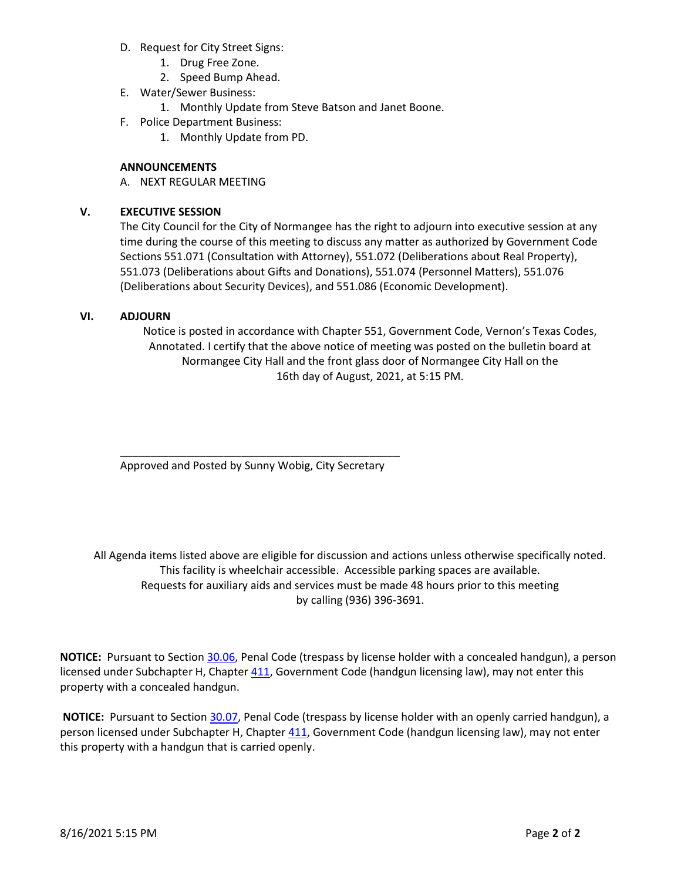D. Request for City Street Signs:
   1. Drug Free Zone.
   2. Speed Bump Ahead.
E. Water/Sewer Business:
   1. Monthly Update from Steve Batson and Janet Boone.
F. Police Department Business:
   1. Monthly Update from PD.

**ANNOUNCEMENTS**

A. NEXT REGULAR MEETING

## V. EXECUTIVE SESSION

The City Council for the City of Normangee has the right to adjourn into executive session at any time during the course of this meeting to discuss any matter as authorized by Government Code Sections 551.071 (Consultation with Attorney), 551.072 (Deliberations about Real Property), 551.073 (Deliberations about Gifts and Donations), 551.074 (Personnel Matters), 551.076 (Deliberations about Security Devices), and 551.086 (Economic Development).

## VI. ADJOURN

Notice is posted in accordance with Chapter 551, Government Code, Vernon's Texas Codes, Annotated. I certify that the above notice of meeting was posted on the bulletin board at Normangee City Hall and the front glass door of Normangee City Hall on the 16th day of August, 2021, at 5:15 PM.

_______________________________________________

Approved and Posted by Sunny Wobig, City Secretary

All Agenda items listed above are eligible for discussion and actions unless otherwise specifically noted. This facility is wheelchair accessible. Accessible parking spaces are available. Requests for auxiliary aids and services must be made 48 hours prior to this meeting by calling (936) 396-3691.

**NOTICE:** Pursuant to Section 30.06, Penal Code (trespass by license holder with a concealed handgun), a person licensed under Subchapter H, Chapter 411, Government Code (handgun licensing law), may not enter this property with a concealed handgun.

**NOTICE:** Pursuant to Section 30.07, Penal Code (trespass by license holder with an openly carried handgun), a person licensed under Subchapter H, Chapter 411, Government Code (handgun licensing law), may not enter this property with a handgun that is carried openly.